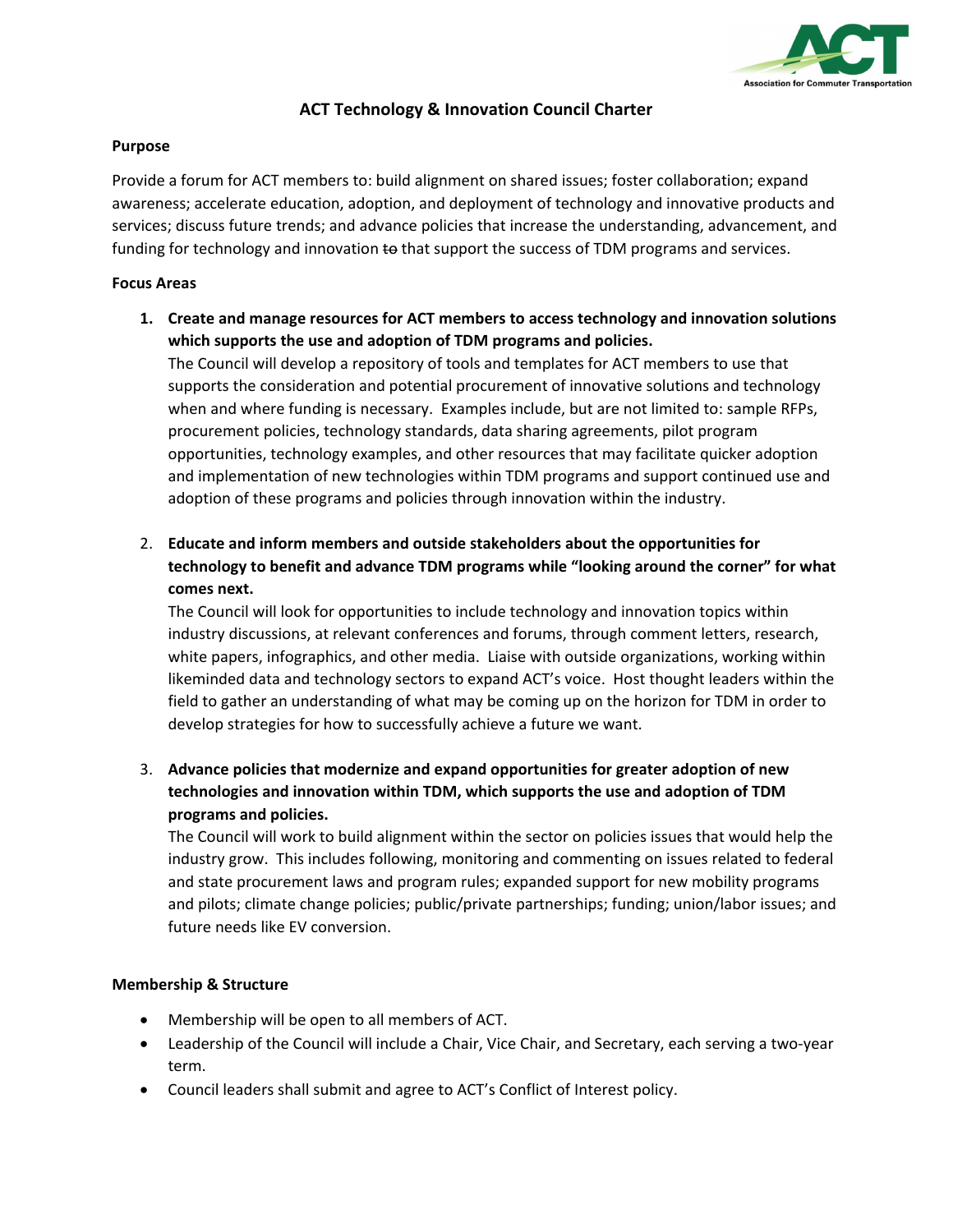# ACT Technology & Innovation Council Charter

**Purpose**

Provide a forum for ACT members to: build alignment on shared issues; foster collaboration; expand awareness; accelerate education, adoption, and deployment of technology and innovative products and services; discuss future trends; and advance policies that increase the understanding, advancement, and funding for technology and innovation ~~to~~ that support the success of TDM programs and services.

**Focus Areas**

1. **Create and manage resources for ACT members to access technology and innovation solutions which supports the use and adoption of TDM programs and policies.**
   The Council will develop a repository of tools and templates for ACT members to use that supports the consideration and potential procurement of innovative solutions and technology when and where funding is necessary. Examples include, but are not limited to: sample RFPs, procurement policies, technology standards, data sharing agreements, pilot program opportunities, technology examples, and other resources that may facilitate quicker adoption and implementation of new technologies within TDM programs and support continued use and adoption of these programs and policies through innovation within the industry.

2. **Educate and inform members and outside stakeholders about the opportunities for technology to benefit and advance TDM programs while "looking around the corner" for what comes next.**
   The Council will look for opportunities to include technology and innovation topics within industry discussions, at relevant conferences and forums, through comment letters, research, white papers, infographics, and other media. Liaise with outside organizations, working within likeminded data and technology sectors to expand ACT's voice. Host thought leaders within the field to gather an understanding of what may be coming up on the horizon for TDM in order to develop strategies for how to successfully achieve a future we want.

3. **Advance policies that modernize and expand opportunities for greater adoption of new technologies and innovation within TDM, which supports the use and adoption of TDM programs and policies.**
   The Council will work to build alignment within the sector on policies issues that would help the industry grow. This includes following, monitoring and commenting on issues related to federal and state procurement laws and program rules; expanded support for new mobility programs and pilots; climate change policies; public/private partnerships; funding; union/labor issues; and future needs like EV conversion.

**Membership & Structure**

- Membership will be open to all members of ACT.
- Leadership of the Council will include a Chair, Vice Chair, and Secretary, each serving a two-year term.
- Council leaders shall submit and agree to ACT's Conflict of Interest policy.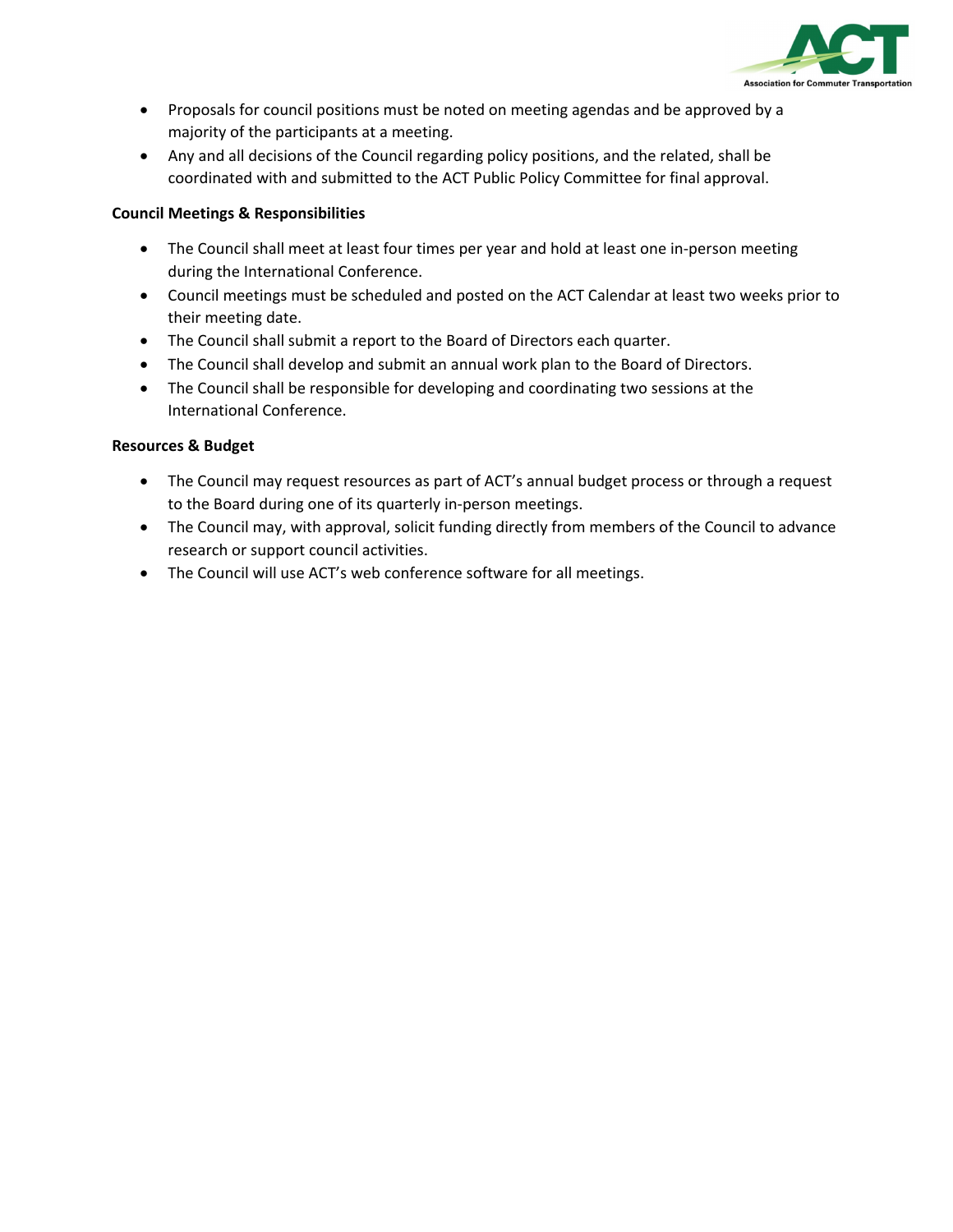- Proposals for council positions must be noted on meeting agendas and be approved by a majority of the participants at a meeting.
- Any and all decisions of the Council regarding policy positions, and the related, shall be coordinated with and submitted to the ACT Public Policy Committee for final approval.

**Council Meetings & Responsibilities**

- The Council shall meet at least four times per year and hold at least one in-person meeting during the International Conference.
- Council meetings must be scheduled and posted on the ACT Calendar at least two weeks prior to their meeting date.
- The Council shall submit a report to the Board of Directors each quarter.
- The Council shall develop and submit an annual work plan to the Board of Directors.
- The Council shall be responsible for developing and coordinating two sessions at the International Conference.

**Resources & Budget**

- The Council may request resources as part of ACT's annual budget process or through a request to the Board during one of its quarterly in-person meetings.
- The Council may, with approval, solicit funding directly from members of the Council to advance research or support council activities.
- The Council will use ACT's web conference software for all meetings.